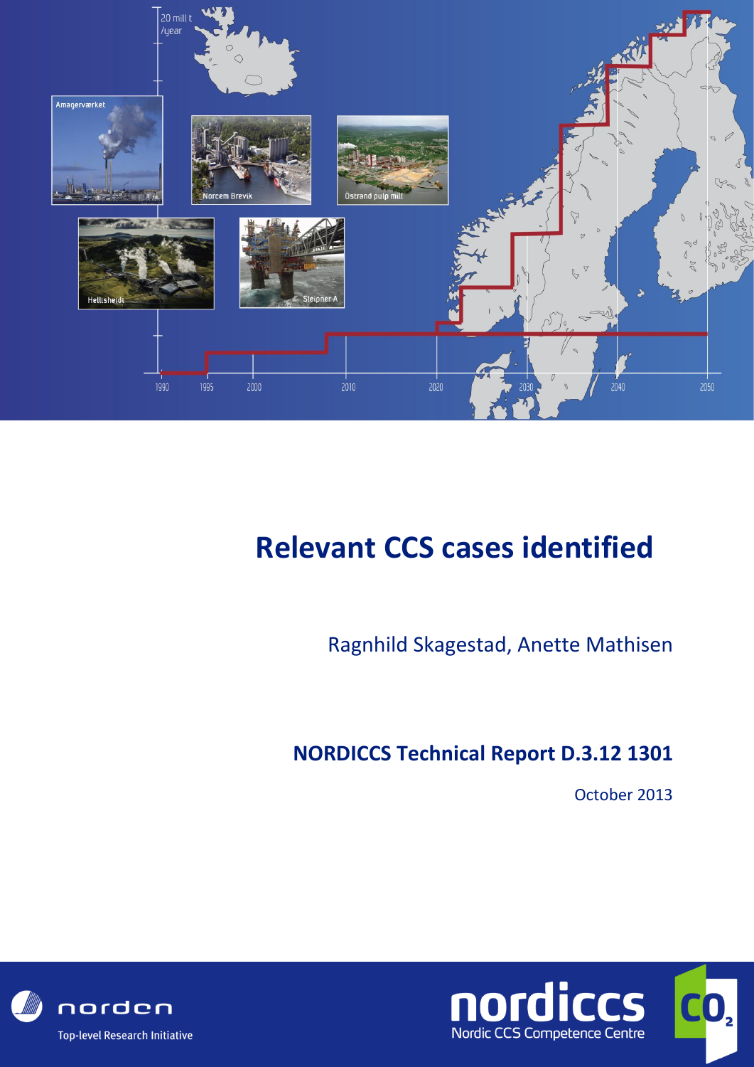# Relevant CCS cases identified

Ragnhild Skagestad, Anette Mathisen

**NORDICCS Technical Report D.3.12 1301**

October 2013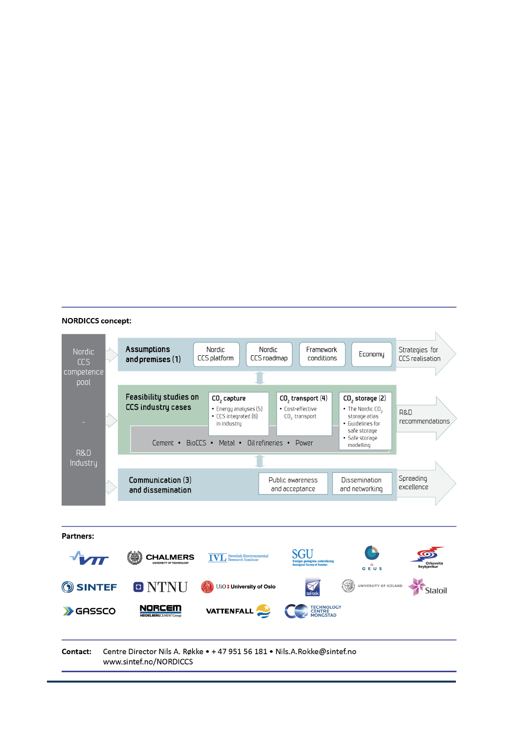**NORDICCS concept:**

Nordic CCS competence pool - R&D Industry

**Assumptions and premises (1)**

- Nordic CCS platform
- Nordic CCS roadmap
- Framework conditions
- Economy

Strategies for CCS realisation

**Feasibility studies on CCS industry cases**

$CO_2$ capture
- Energy analyses (5)
- CCS integrated (6) in industry

$CO_2$ transport (4)
- Cost-effective $CO_2$ transport

$CO_2$ storage (2)
- The Nordic $CO_2$ storage atlas
- Guidelines for safe storage
- Safe storage modelling

Cement • BioCCS • Metal • Oil refineries • Power

R&D recommendations

**Communication (3) and dissemination**

- Public awareness and acceptance
- Dissemination and networking

Spreading excellence

**Partners:**

VTT, Chalmers University of Technology, IVL Swedish Environmental Research Institute, SGU Sveriges geologiska undersökning Geological Survey of Sweden, GEUS, Orkuveita Reykjavíkur, SINTEF, NTNU, UiO University of Oslo, tel-tek, University of Iceland, Statoil, Gassco, Norcem HeidelbergCement Group, Vattenfall, $CO_2$ Technology Centre Mongstad

**Contact:** Centre Director Nils A. Røkke • + 47 951 56 181 • Nils.A.Rokke@sintef.no
www.sintef.no/NORDICCS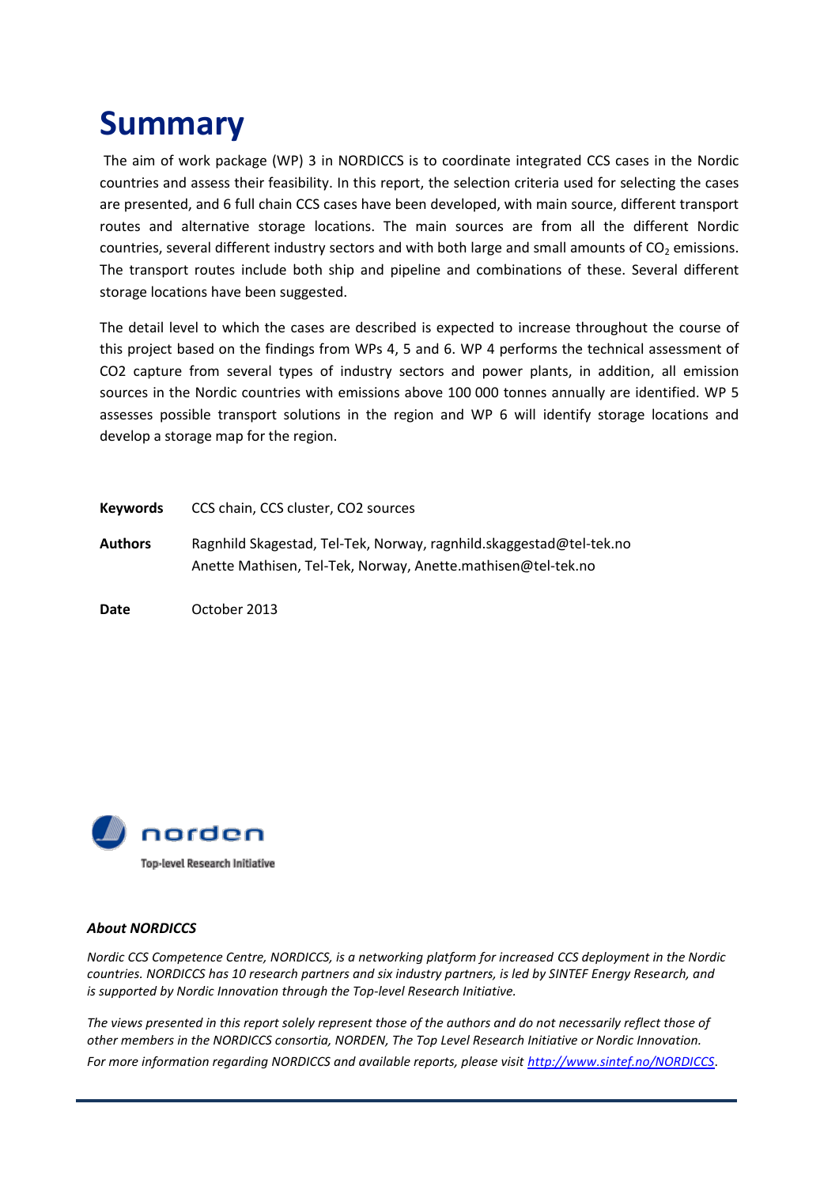# Summary

The aim of work package (WP) 3 in NORDICCS is to coordinate integrated CCS cases in the Nordic countries and assess their feasibility. In this report, the selection criteria used for selecting the cases are presented, and 6 full chain CCS cases have been developed, with main source, different transport routes and alternative storage locations. The main sources are from all the different Nordic countries, several different industry sectors and with both large and small amounts of $CO_2$ emissions. The transport routes include both ship and pipeline and combinations of these. Several different storage locations have been suggested.

The detail level to which the cases are described is expected to increase throughout the course of this project based on the findings from WPs 4, 5 and 6. WP 4 performs the technical assessment of CO2 capture from several types of industry sectors and power plants, in addition, all emission sources in the Nordic countries with emissions above 100 000 tonnes annually are identified. WP 5 assesses possible transport solutions in the region and WP 6 will identify storage locations and develop a storage map for the region.

**Keywords** CCS chain, CCS cluster, CO2 sources

**Authors** Ragnhild Skagestad, Tel-Tek, Norway, ragnhild.skaggestad@tel-tek.no
Anette Mathisen, Tel-Tek, Norway, Anette.mathisen@tel-tek.no

**Date** October 2013

norden
Top-level Research Initiative

***About NORDICCS***

*Nordic CCS Competence Centre, NORDICCS, is a networking platform for increased CCS deployment in the Nordic countries. NORDICCS has 10 research partners and six industry partners, is led by SINTEF Energy Research, and is supported by Nordic Innovation through the Top-level Research Initiative.*

*The views presented in this report solely represent those of the authors and do not necessarily reflect those of other members in the NORDICCS consortia, NORDEN, The Top Level Research Initiative or Nordic Innovation. For more information regarding NORDICCS and available reports, please visit [http://www.sintef.no/NORDICCS](http://www.sintef.no/NORDICCS).*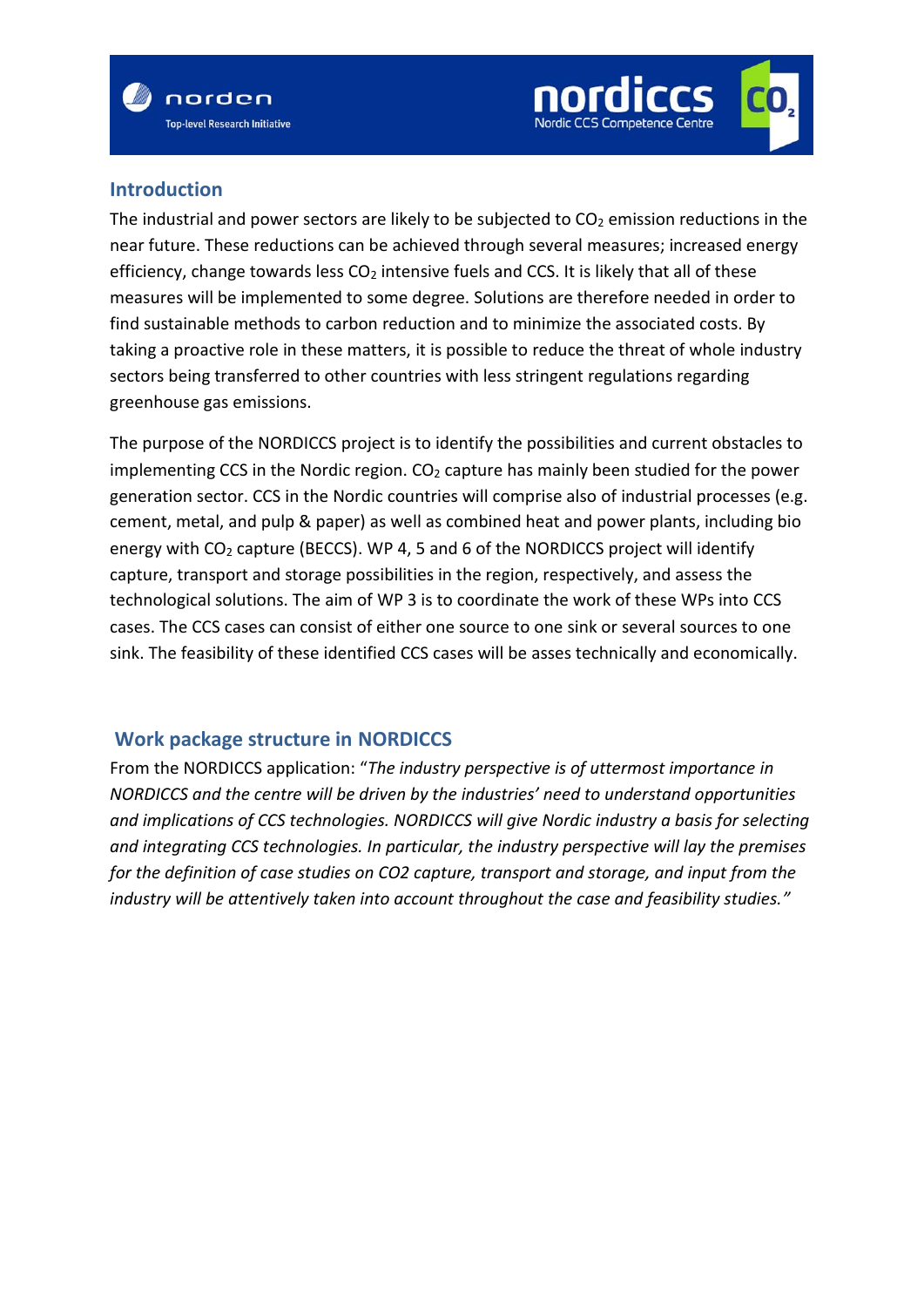## Introduction

The industrial and power sectors are likely to be subjected to $CO_2$ emission reductions in the near future. These reductions can be achieved through several measures; increased energy efficiency, change towards less $CO_2$ intensive fuels and CCS. It is likely that all of these measures will be implemented to some degree. Solutions are therefore needed in order to find sustainable methods to carbon reduction and to minimize the associated costs. By taking a proactive role in these matters, it is possible to reduce the threat of whole industry sectors being transferred to other countries with less stringent regulations regarding greenhouse gas emissions.

The purpose of the NORDICCS project is to identify the possibilities and current obstacles to implementing CCS in the Nordic region. $CO_2$ capture has mainly been studied for the power generation sector. CCS in the Nordic countries will comprise also of industrial processes (e.g. cement, metal, and pulp & paper) as well as combined heat and power plants, including bio energy with $CO_2$ capture (BECCS). WP 4, 5 and 6 of the NORDICCS project will identify capture, transport and storage possibilities in the region, respectively, and assess the technological solutions. The aim of WP 3 is to coordinate the work of these WPs into CCS cases. The CCS cases can consist of either one source to one sink or several sources to one sink. The feasibility of these identified CCS cases will be asses technically and economically.

## Work package structure in NORDICCS

From the NORDICCS application: "*The industry perspective is of uttermost importance in NORDICCS and the centre will be driven by the industries' need to understand opportunities and implications of CCS technologies. NORDICCS will give Nordic industry a basis for selecting and integrating CCS technologies. In particular, the industry perspective will lay the premises for the definition of case studies on CO2 capture, transport and storage, and input from the industry will be attentively taken into account throughout the case and feasibility studies.*"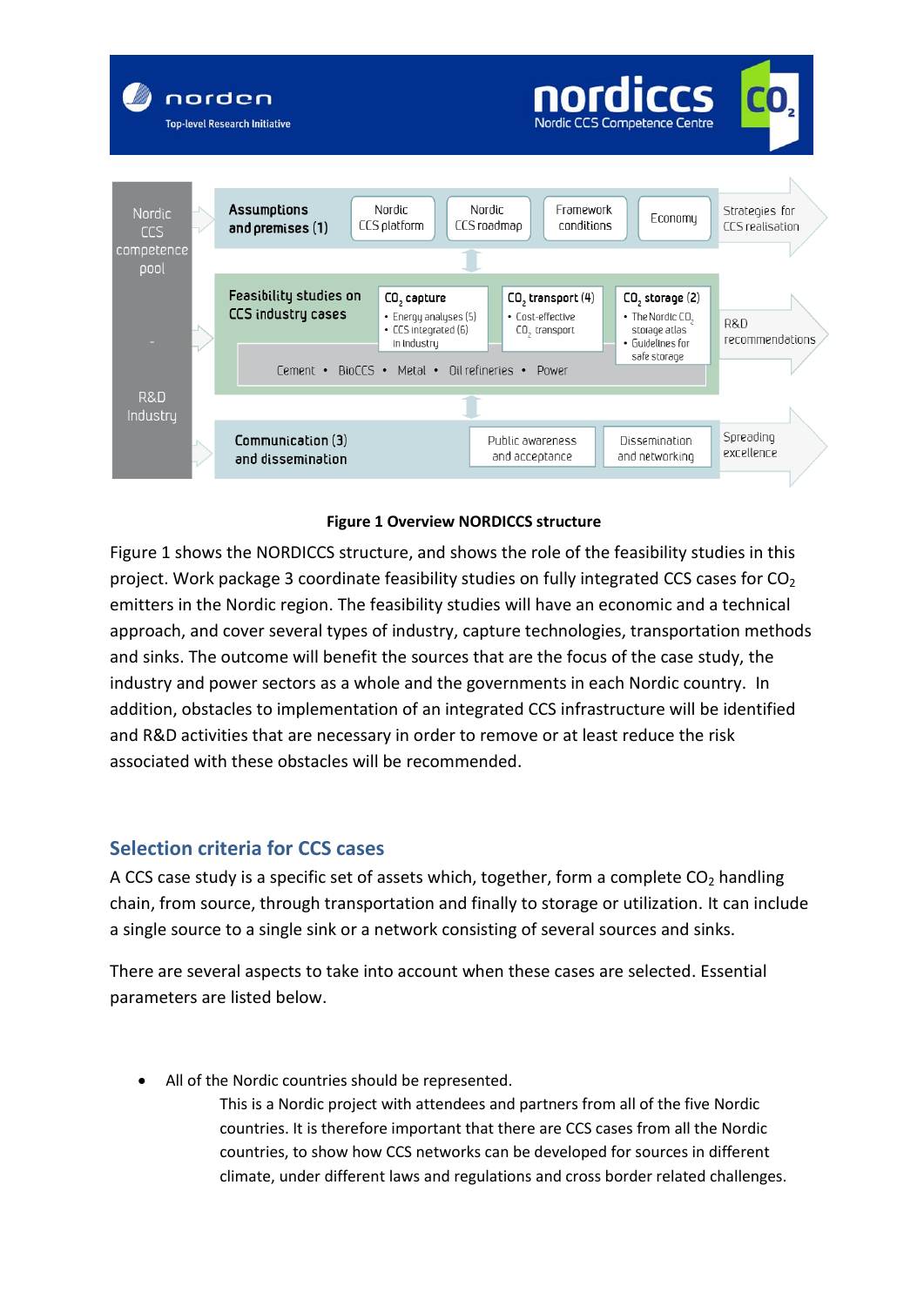**Figure 1 Overview NORDICCS structure**

Figure 1 shows the NORDICCS structure, and shows the role of the feasibility studies in this project. Work package 3 coordinate feasibility studies on fully integrated CCS cases for $CO_2$ emitters in the Nordic region. The feasibility studies will have an economic and a technical approach, and cover several types of industry, capture technologies, transportation methods and sinks. The outcome will benefit the sources that are the focus of the case study, the industry and power sectors as a whole and the governments in each Nordic country. In addition, obstacles to implementation of an integrated CCS infrastructure will be identified and R&D activities that are necessary in order to remove or at least reduce the risk associated with these obstacles will be recommended.

## Selection criteria for CCS cases

A CCS case study is a specific set of assets which, together, form a complete $CO_2$ handling chain, from source, through transportation and finally to storage or utilization. It can include a single source to a single sink or a network consisting of several sources and sinks.

There are several aspects to take into account when these cases are selected. Essential parameters are listed below.

- All of the Nordic countries should be represented.

  This is a Nordic project with attendees and partners from all of the five Nordic countries. It is therefore important that there are CCS cases from all the Nordic countries, to show how CCS networks can be developed for sources in different climate, under different laws and regulations and cross border related challenges.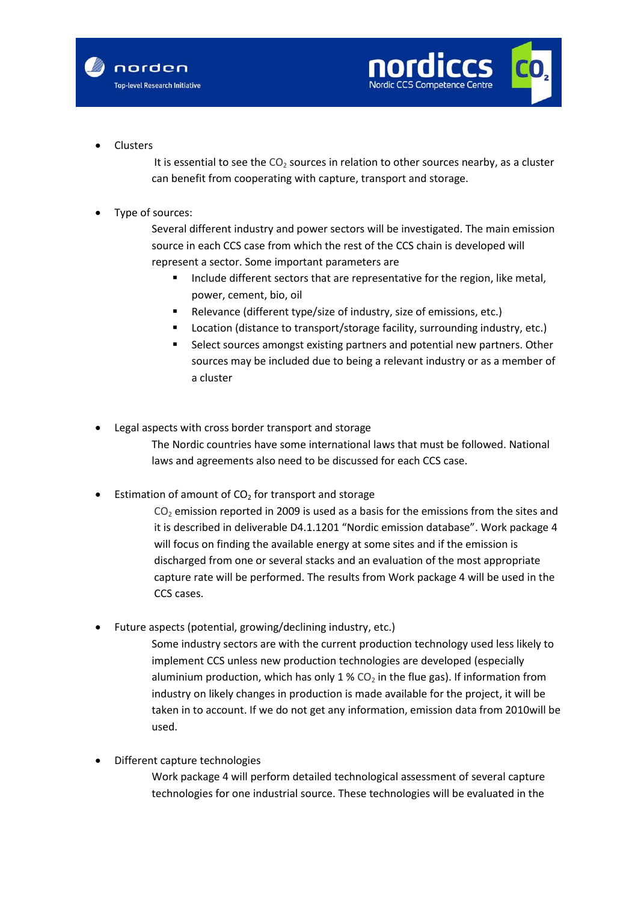- Clusters

  It is essential to see the $CO_2$ sources in relation to other sources nearby, as a cluster can benefit from cooperating with capture, transport and storage.

- Type of sources:

  Several different industry and power sectors will be investigated. The main emission source in each CCS case from which the rest of the CCS chain is developed will represent a sector. Some important parameters are

  - Include different sectors that are representative for the region, like metal, power, cement, bio, oil
  - Relevance (different type/size of industry, size of emissions, etc.)
  - Location (distance to transport/storage facility, surrounding industry, etc.)
  - Select sources amongst existing partners and potential new partners. Other sources may be included due to being a relevant industry or as a member of a cluster

- Legal aspects with cross border transport and storage

  The Nordic countries have some international laws that must be followed. National laws and agreements also need to be discussed for each CCS case.

- Estimation of amount of $CO_2$ for transport and storage

  $CO_2$ emission reported in 2009 is used as a basis for the emissions from the sites and it is described in deliverable D4.1.1201 "Nordic emission database". Work package 4 will focus on finding the available energy at some sites and if the emission is discharged from one or several stacks and an evaluation of the most appropriate capture rate will be performed. The results from Work package 4 will be used in the CCS cases.

- Future aspects (potential, growing/declining industry, etc.)

  Some industry sectors are with the current production technology used less likely to implement CCS unless new production technologies are developed (especially aluminium production, which has only 1 % $CO_2$ in the flue gas). If information from industry on likely changes in production is made available for the project, it will be taken in to account. If we do not get any information, emission data from 2010will be used.

- Different capture technologies

  Work package 4 will perform detailed technological assessment of several capture technologies for one industrial source. These technologies will be evaluated in the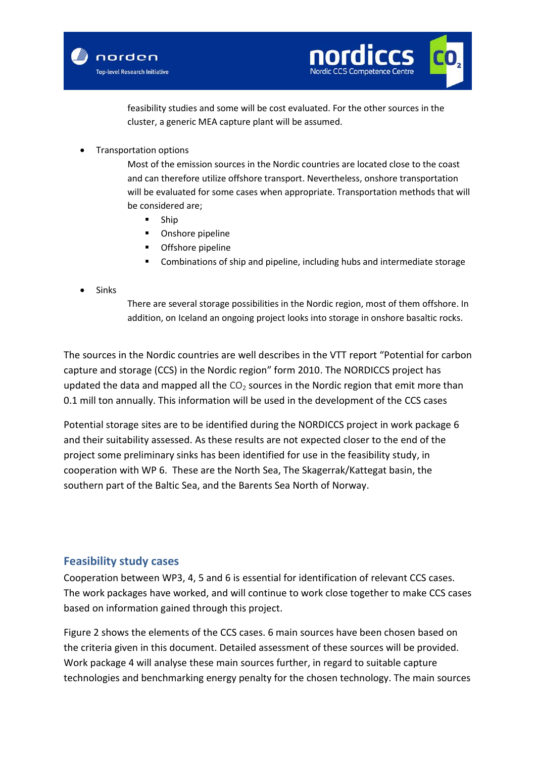feasibility studies and some will be cost evaluated. For the other sources in the cluster, a generic MEA capture plant will be assumed.

- Transportation options

  Most of the emission sources in the Nordic countries are located close to the coast and can therefore utilize offshore transport. Nevertheless, onshore transportation will be evaluated for some cases when appropriate. Transportation methods that will be considered are;

  - Ship
  - Onshore pipeline
  - Offshore pipeline
  - Combinations of ship and pipeline, including hubs and intermediate storage

- Sinks

  There are several storage possibilities in the Nordic region, most of them offshore. In addition, on Iceland an ongoing project looks into storage in onshore basaltic rocks.

The sources in the Nordic countries are well describes in the VTT report "Potential for carbon capture and storage (CCS) in the Nordic region" form 2010. The NORDICCS project has updated the data and mapped all the $CO_2$ sources in the Nordic region that emit more than 0.1 mill ton annually. This information will be used in the development of the CCS cases

Potential storage sites are to be identified during the NORDICCS project in work package 6 and their suitability assessed. As these results are not expected closer to the end of the project some preliminary sinks has been identified for use in the feasibility study, in cooperation with WP 6. These are the North Sea, The Skagerrak/Kattegat basin, the southern part of the Baltic Sea, and the Barents Sea North of Norway.

## Feasibility study cases

Cooperation between WP3, 4, 5 and 6 is essential for identification of relevant CCS cases. The work packages have worked, and will continue to work close together to make CCS cases based on information gained through this project.

Figure 2 shows the elements of the CCS cases. 6 main sources have been chosen based on the criteria given in this document. Detailed assessment of these sources will be provided. Work package 4 will analyse these main sources further, in regard to suitable capture technologies and benchmarking energy penalty for the chosen technology. The main sources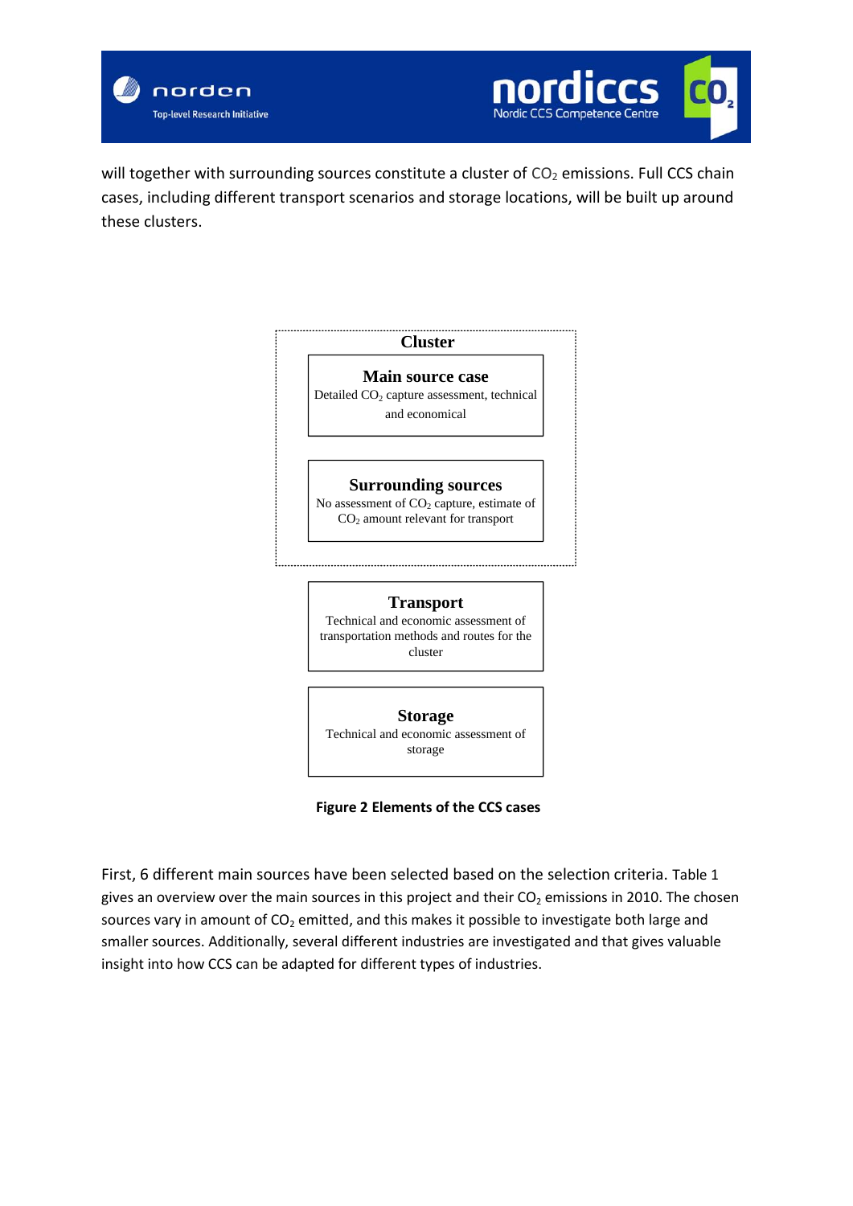will together with surrounding sources constitute a cluster of $CO_2$ emissions. Full CCS chain cases, including different transport scenarios and storage locations, will be built up around these clusters.

**Cluster**

**Main source case**
Detailed $CO_2$ capture assessment, technical and economical

**Surrounding sources**
No assessment of $CO_2$ capture, estimate of $CO_2$ amount relevant for transport

**Transport**
Technical and economic assessment of transportation methods and routes for the cluster

**Storage**
Technical and economic assessment of storage

**Figure 2 Elements of the CCS cases**

First, 6 different main sources have been selected based on the selection criteria. Table 1 gives an overview over the main sources in this project and their $CO_2$ emissions in 2010. The chosen sources vary in amount of $CO_2$ emitted, and this makes it possible to investigate both large and smaller sources. Additionally, several different industries are investigated and that gives valuable insight into how CCS can be adapted for different types of industries.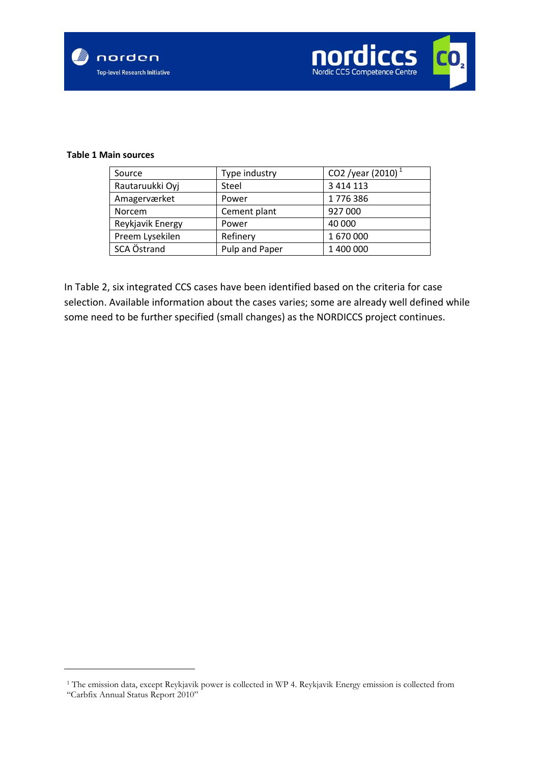**Table 1 Main sources**

| Source | Type industry | CO2 /year (2010) [1] |
|---|---|---|
| Rautaruukki Oyj | Steel | 3 414 113 |
| Amagerværket | Power | 1 776 386 |
| Norcem | Cement plant | 927 000 |
| Reykjavik Energy | Power | 40 000 |
| Preem Lysekilen | Refinery | 1 670 000 |
| SCA Östrand | Pulp and Paper | 1 400 000 |

In Table 2, six integrated CCS cases have been identified based on the criteria for case selection. Available information about the cases varies; some are already well defined while some need to be further specified (small changes) as the NORDICCS project continues.

[1] The emission data, except Reykjavik power is collected in WP 4. Reykjavik Energy emission is collected from "Carbfix Annual Status Report 2010"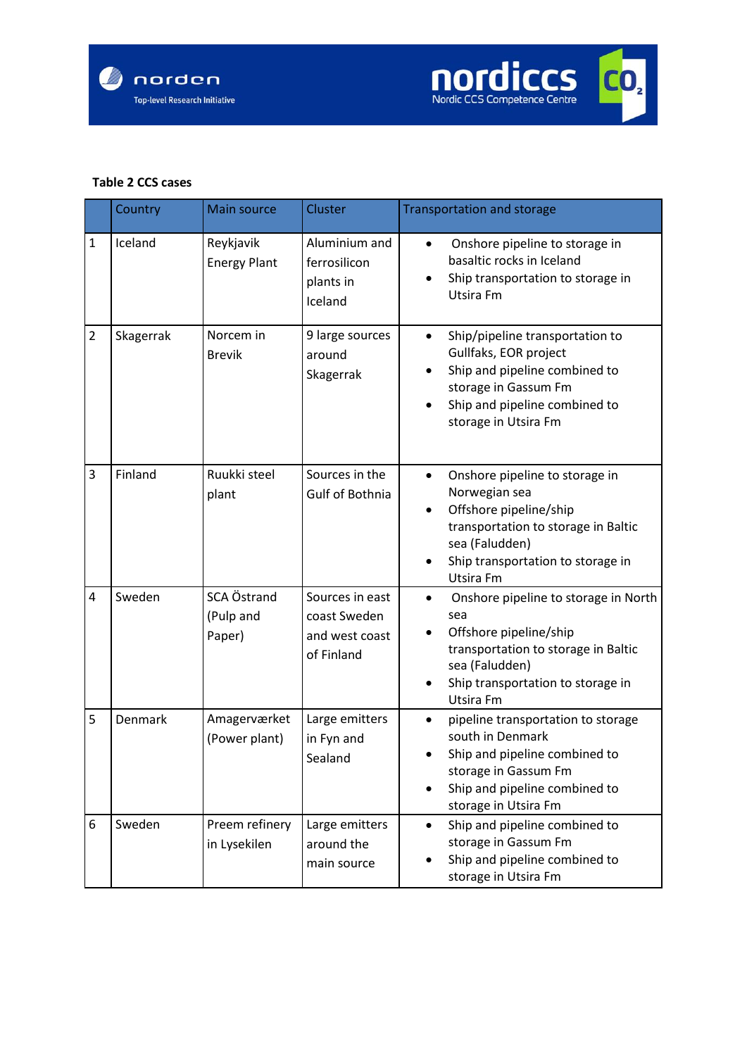**Table 2 CCS cases**

| | Country | Main source | Cluster | Transportation and storage |
|---|---|---|---|---|
| 1 | Iceland | Reykjavik Energy Plant | Aluminium and ferrosilicon plants in Iceland | • Onshore pipeline to storage in basaltic rocks in Iceland<br>• Ship transportation to storage in Utsira Fm |
| 2 | Skagerrak | Norcem in Brevik | 9 large sources around Skagerrak | • Ship/pipeline transportation to Gullfaks, EOR project<br>• Ship and pipeline combined to storage in Gassum Fm<br>• Ship and pipeline combined to storage in Utsira Fm |
| 3 | Finland | Ruukki steel plant | Sources in the Gulf of Bothnia | • Onshore pipeline to storage in Norwegian sea<br>• Offshore pipeline/ship transportation to storage in Baltic sea (Faludden)<br>• Ship transportation to storage in Utsira Fm |
| 4 | Sweden | SCA Östrand (Pulp and Paper) | Sources in east coast Sweden and west coast of Finland | • Onshore pipeline to storage in North sea<br>• Offshore pipeline/ship transportation to storage in Baltic sea (Faludden)<br>• Ship transportation to storage in Utsira Fm |
| 5 | Denmark | Amagerværket (Power plant) | Large emitters in Fyn and Sealand | • pipeline transportation to storage south in Denmark<br>• Ship and pipeline combined to storage in Gassum Fm<br>• Ship and pipeline combined to storage in Utsira Fm |
| 6 | Sweden | Preem refinery in Lysekilen | Large emitters around the main source | • Ship and pipeline combined to storage in Gassum Fm<br>• Ship and pipeline combined to storage in Utsira Fm |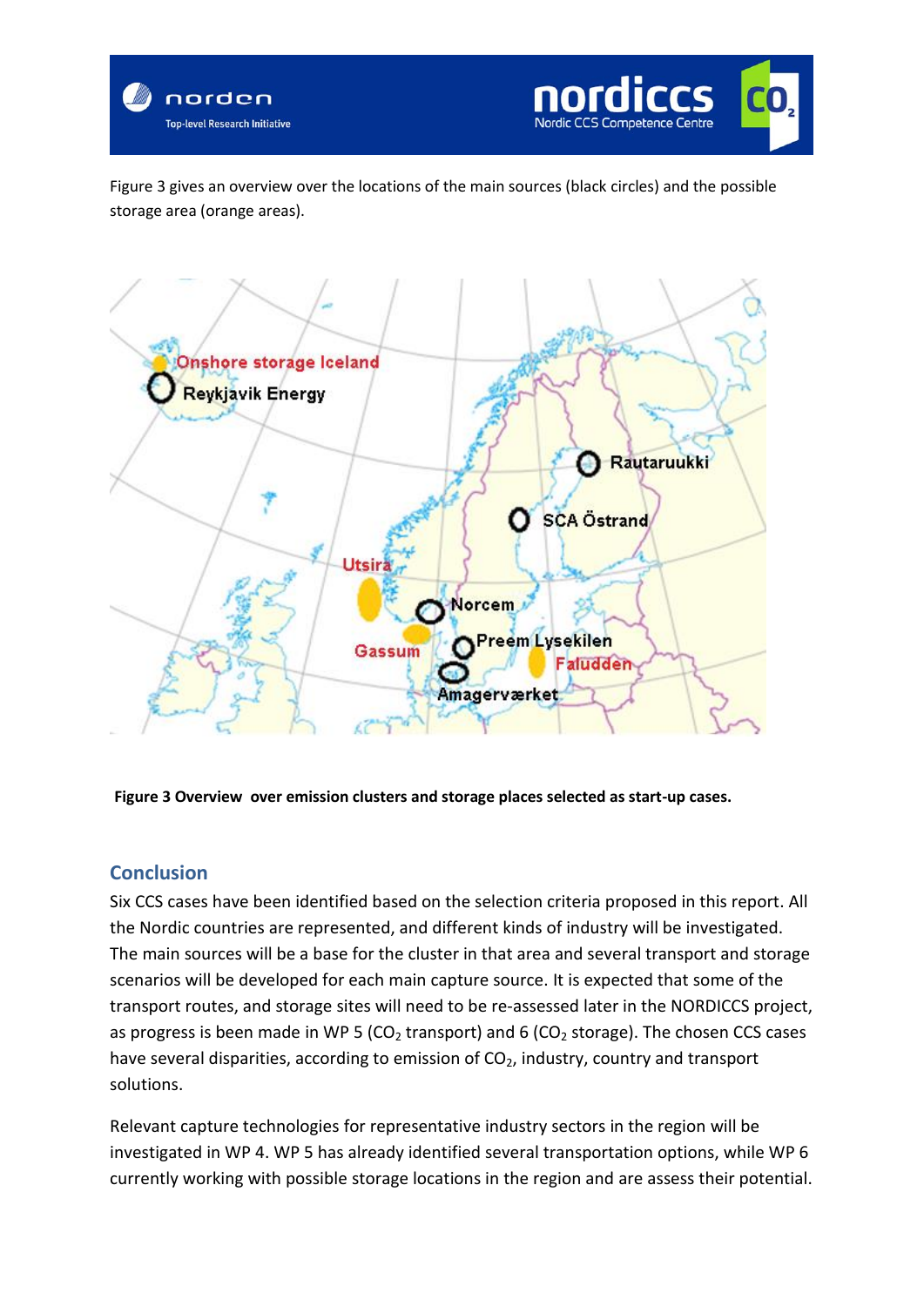Figure 3 gives an overview over the locations of the main sources (black circles) and the possible storage area (orange areas).

Onshore storage Iceland
Reykjavik Energy
Rautaruukki
SCA Östrand
Utsira
Norcem
Gassum
Preem Lysekilen
Faludden
Amagerværket

**Figure 3 Overview over emission clusters and storage places selected as start-up cases.**

## Conclusion

Six CCS cases have been identified based on the selection criteria proposed in this report. All the Nordic countries are represented, and different kinds of industry will be investigated. The main sources will be a base for the cluster in that area and several transport and storage scenarios will be developed for each main capture source. It is expected that some of the transport routes, and storage sites will need to be re-assessed later in the NORDICCS project, as progress is been made in WP 5 ($CO_2$ transport) and 6 ($CO_2$ storage). The chosen CCS cases have several disparities, according to emission of $CO_2$, industry, country and transport solutions.

Relevant capture technologies for representative industry sectors in the region will be investigated in WP 4. WP 5 has already identified several transportation options, while WP 6 currently working with possible storage locations in the region and are assess their potential.